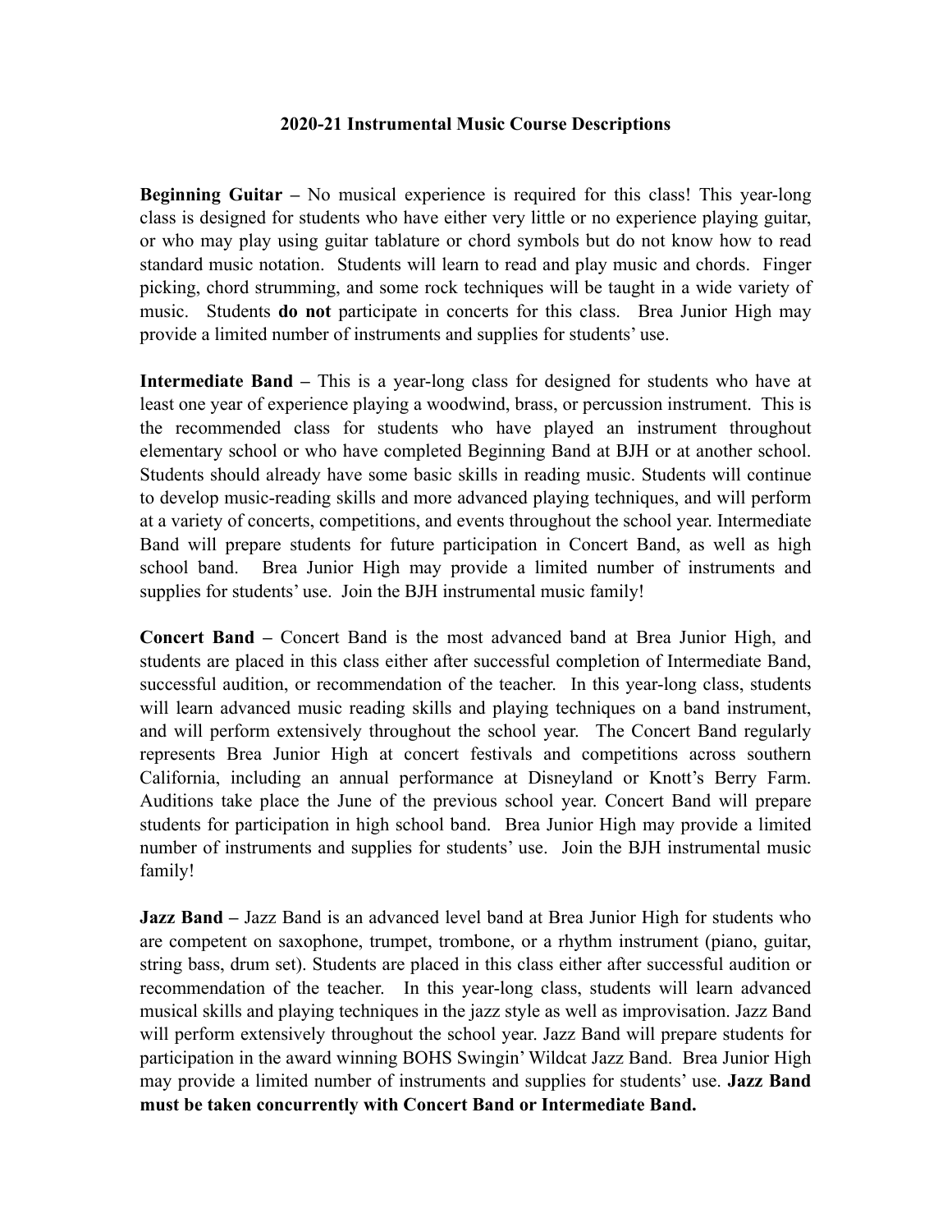# 2020-21 Instrumental Music Course Descriptions

**Beginning Guitar –** No musical experience is required for this class! This year-long class is designed for students who have either very little or no experience playing guitar, or who may play using guitar tablature or chord symbols but do not know how to read standard music notation. Students will learn to read and play music and chords. Finger picking, chord strumming, and some rock techniques will be taught in a wide variety of music. Students **do not** participate in concerts for this class. Brea Junior High may provide a limited number of instruments and supplies for students' use.

**Intermediate Band –** This is a year-long class for designed for students who have at least one year of experience playing a woodwind, brass, or percussion instrument. This is the recommended class for students who have played an instrument throughout elementary school or who have completed Beginning Band at BJH or at another school. Students should already have some basic skills in reading music. Students will continue to develop music-reading skills and more advanced playing techniques, and will perform at a variety of concerts, competitions, and events throughout the school year. Intermediate Band will prepare students for future participation in Concert Band, as well as high school band. Brea Junior High may provide a limited number of instruments and supplies for students' use. Join the BJH instrumental music family!

**Concert Band –** Concert Band is the most advanced band at Brea Junior High, and students are placed in this class either after successful completion of Intermediate Band, successful audition, or recommendation of the teacher. In this year-long class, students will learn advanced music reading skills and playing techniques on a band instrument, and will perform extensively throughout the school year. The Concert Band regularly represents Brea Junior High at concert festivals and competitions across southern California, including an annual performance at Disneyland or Knott's Berry Farm. Auditions take place the June of the previous school year. Concert Band will prepare students for participation in high school band. Brea Junior High may provide a limited number of instruments and supplies for students' use. Join the BJH instrumental music family!

**Jazz Band –** Jazz Band is an advanced level band at Brea Junior High for students who are competent on saxophone, trumpet, trombone, or a rhythm instrument (piano, guitar, string bass, drum set). Students are placed in this class either after successful audition or recommendation of the teacher. In this year-long class, students will learn advanced musical skills and playing techniques in the jazz style as well as improvisation. Jazz Band will perform extensively throughout the school year. Jazz Band will prepare students for participation in the award winning BOHS Swingin' Wildcat Jazz Band. Brea Junior High may provide a limited number of instruments and supplies for students' use. **Jazz Band must be taken concurrently with Concert Band or Intermediate Band.**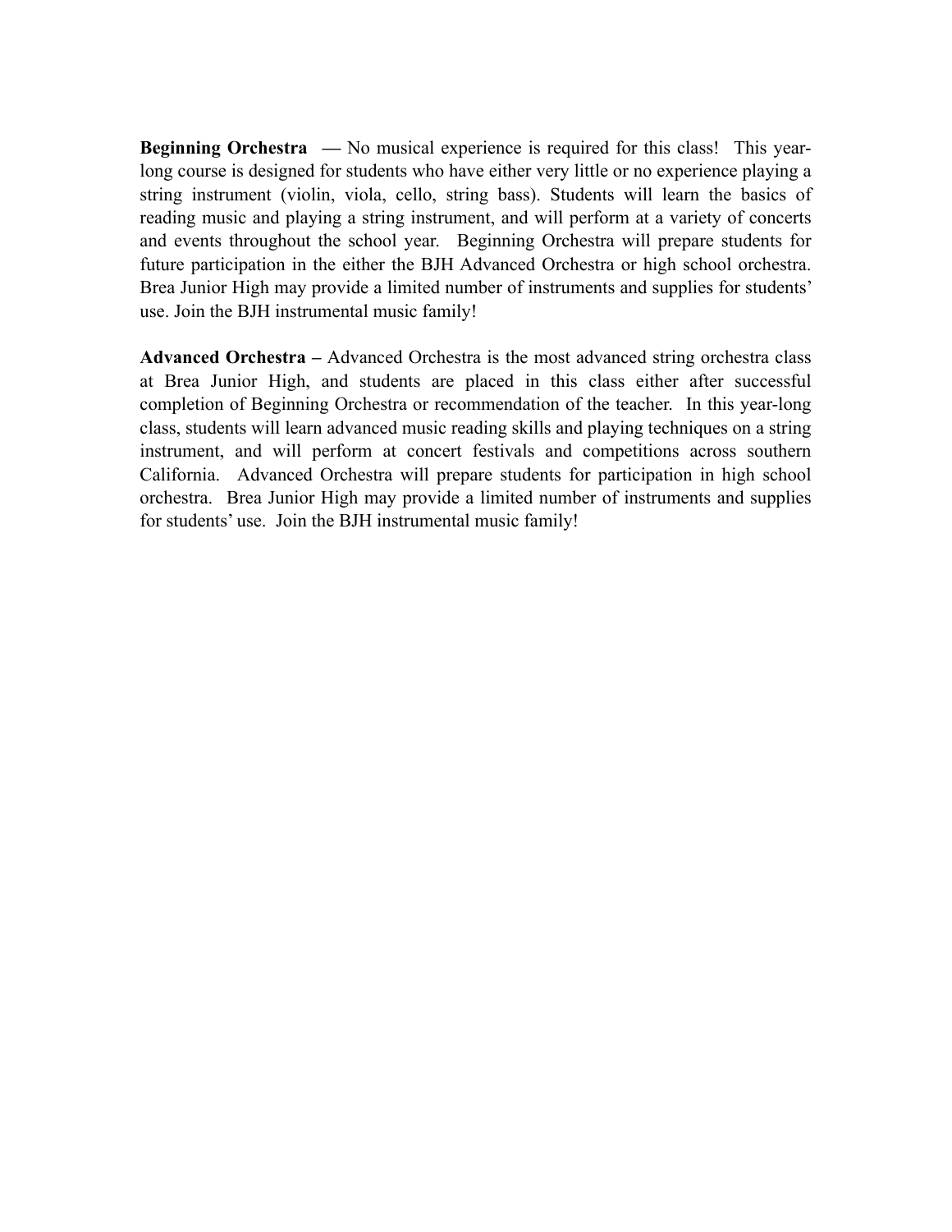**Beginning Orchestra** — No musical experience is required for this class! This year-long course is designed for students who have either very little or no experience playing a string instrument (violin, viola, cello, string bass). Students will learn the basics of reading music and playing a string instrument, and will perform at a variety of concerts and events throughout the school year. Beginning Orchestra will prepare students for future participation in the either the BJH Advanced Orchestra or high school orchestra. Brea Junior High may provide a limited number of instruments and supplies for students' use. Join the BJH instrumental music family!

**Advanced Orchestra –** Advanced Orchestra is the most advanced string orchestra class at Brea Junior High, and students are placed in this class either after successful completion of Beginning Orchestra or recommendation of the teacher. In this year-long class, students will learn advanced music reading skills and playing techniques on a string instrument, and will perform at concert festivals and competitions across southern California. Advanced Orchestra will prepare students for participation in high school orchestra. Brea Junior High may provide a limited number of instruments and supplies for students' use. Join the BJH instrumental music family!